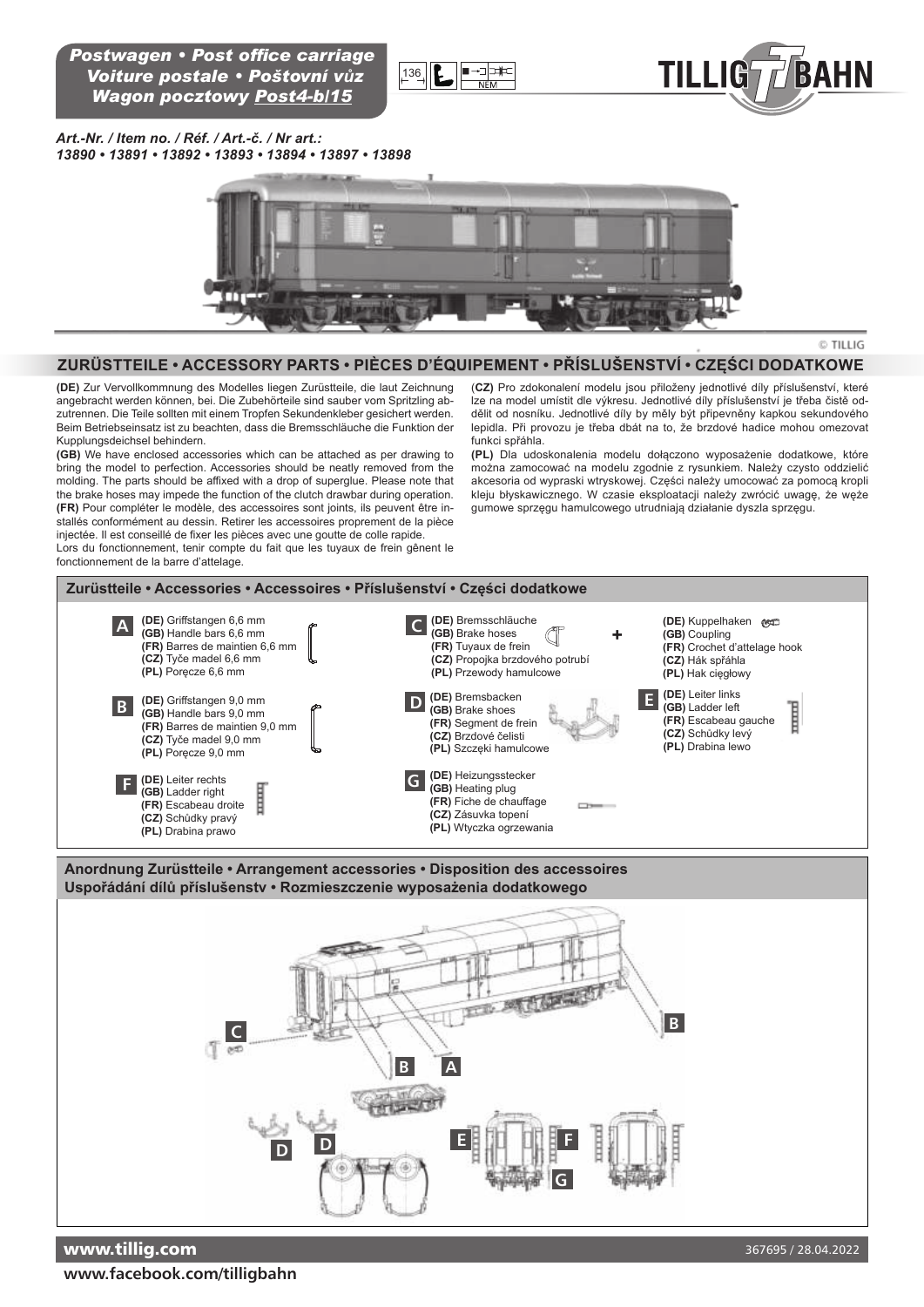# Postwagen • Post office carriage
# Voiture postale • Poštovní vůz
# Wagon pocztowy Post4-b/15

136 NEM

TILLIG TT BAHN

*Art.-Nr. / Item no. / Réf. / Art.-č. / Nr art.:*
*13890 • 13891 • 13892 • 13893 • 13894 • 13897 • 13898*

© TILLIG

## ZURÜSTTEILE • ACCESSORY PARTS • PIÈCES D'ÉQUIPEMENT • PŘÍSLUŠENSTVÍ • CZĘŚCI DODATKOWE

**(DE)** Zur Vervollkommnung des Modelles liegen Zurüstteile, die laut Zeichnung angebracht werden können, bei. Die Zubehörteile sind sauber vom Spritzling abzutrennen. Die Teile sollten mit einem Tropfen Sekundenkleber gesichert werden. Beim Betriebseinsatz ist zu beachten, dass die Bremsschläuche die Funktion der Kupplungsdeichsel behindern.

**(GB)** We have enclosed accessories which can be attached as per drawing to bring the model to perfection. Accessories should be neatly removed from the molding. The parts should be affixed with a drop of superglue. Please note that the brake hoses may impede the function of the clutch drawbar during operation.

**(FR)** Pour compléter le modèle, des accessoires sont joints, ils peuvent être installés conformément au dessin. Retirer les accessoires proprement de la pièce injectée. Il est conseillé de fixer les pièces avec une goutte de colle rapide.
Lors du fonctionnement, tenir compte du fait que les tuyaux de frein gênent le fonctionnement de la barre d'attelage.

**(CZ)** Pro zdokonalení modelu jsou přiloženy jednotlivé díly příslušenství, které lze na model umístit dle výkresu. Jednotlivé díly příslušenství je třeba čistě oddělit od nosníku. Jednotlivé díly by měly být připevněny kapkou sekundového lepidla. Při provozu je třeba dbát na to, že brzdové hadice mohou omezovat funkci spřáhla.

**(PL)** Dla udoskonalenia modelu dołączono wyposażenie dodatkowe, które można zamocować na modelu zgodnie z rysunkiem. Należy czysto oddzielić akcesoria od wypraski wtryskowej. Części należy umocować za pomocą kropli kleju błyskawicznego. W czasie eksploatacji należy zwrócić uwagę, że węże gumowe sprzęgu hamulcowego utrudniają działanie dyszla sprzęgu.

### Zurüstteile • Accessories • Accessoires • Příslušenství • Części dodatkowe

**A**
**(DE)** Griffstangen 6,6 mm
**(GB)** Handle bars 6,6 mm
**(FR)** Barres de maintien 6,6 mm
**(CZ)** Tyče madel 6,6 mm
**(PL)** Poręcze 6,6 mm

**B**
**(DE)** Griffstangen 9,0 mm
**(GB)** Handle bars 9,0 mm
**(FR)** Barres de maintien 9,0 mm
**(CZ)** Tyče madel 9,0 mm
**(PL)** Poręcze 9,0 mm

**C**
**(DE)** Bremsschläuche
**(GB)** Brake hoses
**(FR)** Tuyaux de frein
**(CZ)** Propojka brzdového potrubí
**(PL)** Przewody hamulcowe

\+

**(DE)** Kuppelhaken
**(GB)** Coupling
**(FR)** Crochet d'attelage hook
**(CZ)** Hák spřáhla
**(PL)** Hak cięgłowy

**D**
**(DE)** Bremsbacken
**(GB)** Brake shoes
**(FR)** Segment de frein
**(CZ)** Brzdové čelisti
**(PL)** Szczęki hamulcowe

**E**
**(DE)** Leiter links
**(GB)** Ladder left
**(FR)** Escabeau gauche
**(CZ)** Schůdky levý
**(PL)** Drabina lewo

**F**
**(DE)** Leiter rechts
**(GB)** Ladder right
**(FR)** Escabeau droite
**(CZ)** Schůdky pravý
**(PL)** Drabina prawo

**G**
**(DE)** Heizungsstecker
**(GB)** Heating plug
**(FR)** Fiche de chauffage
**(CZ)** Zásuvka topení
**(PL)** Wtyczka ogrzewania

### Anordnung Zurüstteile • Arrangement accessories • Disposition des accessoires
### Uspořádání dílů příslušenstv • Rozmieszczenie wyposażenia dodatkowego

C B A B D D E F G

**www.tillig.com**
**www.facebook.com/tilligbahn**

367695 / 28.04.2022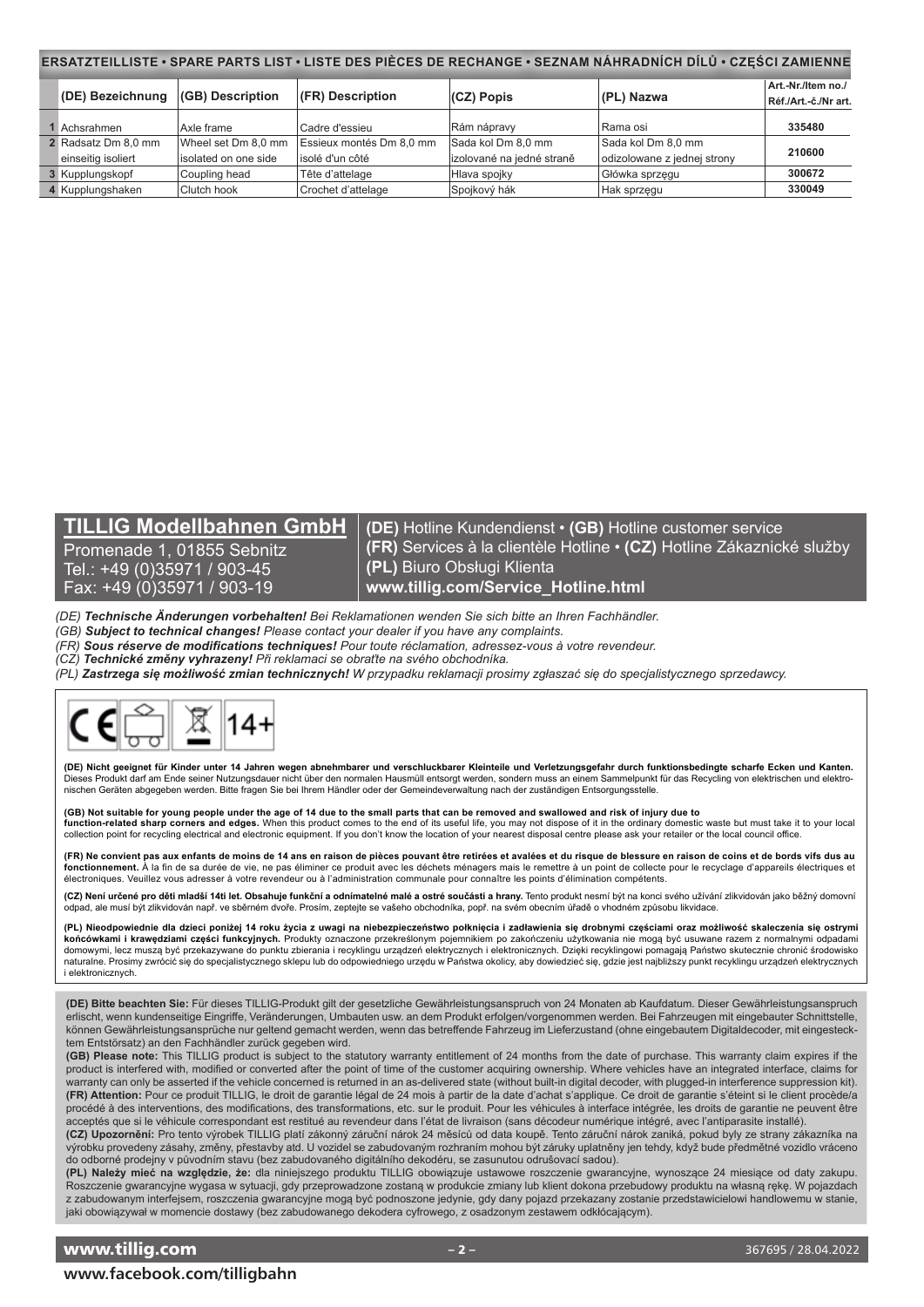## ERSATZTEILLISTE • SPARE PARTS LIST • LISTE DES PIÈCES DE RECHANGE • SEZNAM NÁHRADNÍCH DÍLŮ • CZĘŚCI ZAMIENNE

| | (DE) Bezeichnung | (GB) Description | (FR) Description | (CZ) Popis | (PL) Nazwa | Art.-Nr./Item no./ Réf./Art.-č./Nr art. |
|---|---|---|---|---|---|---|
| 1 | Achsrahmen | Axle frame | Cadre d'essieu | Rám nápravy | Rama osi | 335480 |
| 2 | Radsatz Dm 8,0 mm einseitig isoliert | Wheel set Dm 8,0 mm isolated on one side | Essieux montés Dm 8,0 mm isolé d'un côté | Sada kol Dm 8,0 mm izolované na jedné straně | Sada kol Dm 8,0 mm odizolowane z jednej strony | 210600 |
| 3 | Kupplungskopf | Coupling head | Tête d'attelage | Hlava spojky | Główka sprzęgu | 300672 |
| 4 | Kupplungshaken | Clutch hook | Crochet d'attelage | Spojkový hák | Hak sprzęgu | 330049 |

**TILLIG Modellbahnen GmbH**
Promenade 1, 01855 Sebnitz
Tel.: +49 (0)35971 / 903-45
Fax: +49 (0)35971 / 903-19

**(DE)** Hotline Kundendienst • **(GB)** Hotline customer service
**(FR)** Services à la clientèle Hotline • **(CZ)** Hotline Zákaznické služby
**(PL)** Biuro Obsługi Klienta
**www.tillig.com/Service_Hotline.html**

*(DE) **Technische Änderungen vorbehalten!** Bei Reklamationen wenden Sie sich bitte an Ihren Fachhändler.*
*(GB) **Subject to technical changes!** Please contact your dealer if you have any complaints.*
*(FR) **Sous réserve de modifications techniques!** Pour toute réclamation, adressez-vous à votre revendeur.*
*(CZ) **Technické změny vyhrazeny!** Při reklamaci se obraťte na svého obchodníka.*
*(PL) **Zastrzega się możliwość zmian technicznych!** W przypadku reklamacji prosimy zgłaszać się do specjalistycznego sprzedawcy.*

CE 14+

**(DE) Nicht geeignet für Kinder unter 14 Jahren wegen abnehmbarer und verschluckbarer Kleinteile und Verletzungsgefahr durch funktionsbedingte scharfe Ecken und Kanten.** Dieses Produkt darf am Ende seiner Nutzungsdauer nicht über den normalen Hausmüll entsorgt werden, sondern muss an einem Sammelpunkt für das Recycling von elektrischen und elektronischen Geräten abgegeben werden. Bitte fragen Sie bei Ihrem Händler oder der Gemeindeverwaltung nach der zuständigen Entsorgungsstelle.

**(GB) Not suitable for young people under the age of 14 due to the small parts that can be removed and swallowed and risk of injury due to function-related sharp corners and edges.** When this product comes to the end of its useful life, you may not dispose of it in the ordinary domestic waste but must take it to your local collection point for recycling electrical and electronic equipment. If you don't know the location of your nearest disposal centre please ask your retailer or the local council office.

**(FR) Ne convient pas aux enfants de moins de 14 ans en raison de pièces pouvant être retirées et avalées et du risque de blessure en raison de coins et de bords vifs dus au fonctionnement.** À la fin de sa durée de vie, ne pas éliminer ce produit avec les déchets ménagers mais le remettre à un point de collecte pour le recyclage d'appareils électriques et électroniques. Veuillez vous adresser à votre revendeur ou à l'administration communale pour connaître les points d'élimination compétents.

**(CZ) Není určené pro děti mladší 14ti let. Obsahuje funkční a odnímatelné malé a ostré součásti a hrany.** Tento produkt nesmí být na konci svého užívání zlikvidován jako běžný domovní odpad, ale musí být zlikvidován např. ve sběrném dvoře. Prosím, zeptejte se vašeho obchodníka, popř. na svém obecním úřadě o vhodném způsobu likvidace.

**(PL) Nieodpowiednie dla dzieci poniżej 14 roku życia z uwagi na niebezpieczeństwo połknięcia i zadławienia się drobnymi częściami oraz możliwość skaleczenia się ostrymi końcówkami i krawędziami części funkcyjnych.** Produkty oznaczone przekreślonym pojemnikiem po zakończeniu użytkowania nie mogą być usuwane razem z normalnymi odpadami domowymi, lecz muszą być przekazywane do punktu zbierania i recyklingu urządzeń elektrycznych i elektronicznych. Dzięki recyklingowi pomagają Państwo skutecznie chronić środowisko naturalne. Prosimy zwrócić się do specjalistycznego sklepu lub do odpowiedniego urzędu w Państwa okolicy, aby dowiedzieć się, gdzie jest najbliższy punkt recyklingu urządzeń elektrycznych i elektronicznych.

**(DE) Bitte beachten Sie:** Für dieses TILLIG-Produkt gilt der gesetzliche Gewährleistungsanspruch von 24 Monaten ab Kaufdatum. Dieser Gewährleistungsanspruch erlischt, wenn kundenseitige Eingriffe, Veränderungen, Umbauten usw. an dem Produkt erfolgen/vorgenommen werden. Bei Fahrzeugen mit eingebauter Schnittstelle, können Gewährleistungsansprüche nur geltend gemacht werden, wenn das betreffende Fahrzeug im Lieferzustand (ohne eingebautem Digitaldecoder, mit eingestecktem Entstörsatz) an den Fachhändler zurück gegeben wird.
**(GB) Please note:** This TILLIG product is subject to the statutory warranty entitlement of 24 months from the date of purchase. This warranty claim expires if the product is interfered with, modified or converted after the point of time of the customer acquiring ownership. Where vehicles have an integrated interface, claims for warranty can only be asserted if the vehicle concerned is returned in an as-delivered state (without built-in digital decoder, with plugged-in interference suppression kit).
**(FR) Attention:** Pour ce produit TILLIG, le droit de garantie légal de 24 mois à partir de la date d'achat s'applique. Ce droit de garantie s'éteint si le client procède/a procédé à des interventions, des modifications, des transformations, etc. sur le produit. Pour les véhicules à interface intégrée, les droits de garantie ne peuvent être acceptés que si le véhicule correspondant est restitué au revendeur dans l'état de livraison (sans décodeur numérique intégré, avec l'antiparasite installé).
**(CZ) Upozornění:** Pro tento výrobek TILLIG platí zákonný záruční nárok 24 měsíců od data koupě. Tento záruční nárok zaniká, pokud byly ze strany zákazníka na výrobku provedeny zásahy, změny, přestavby atd. U vozidel se zabudovaným rozhraním mohou být záruky uplatněny jen tehdy, když bude předmětné vozidlo vráceno do odborné prodejny v původním stavu (bez zabudovaného digitálního dekodéru, se zasunutou odrušovací sadou).
**(PL) Należy mieć na względzie, że:** dla niniejszego produktu TILLIG obowiązuje ustawowe roszczenie gwarancyjne, wynoszące 24 miesiące od daty zakupu. Roszczenie gwarancyjne wygasa w sytuacji, gdy przeprowadzone zostaną w produkcie zmiany lub klient dokona przebudowy produktu na własną rękę. W pojazdach z zabudowanym interfejsem, roszczenia gwarancyjne mogą być podnoszone jedynie, gdy dany pojazd przekazany zostanie przedstawicielowi handlowemu w stanie, jaki obowiązywał w momencie dostawy (bez zabudowanego dekodera cyfrowego, z osadzonym zestawem odkłócającym).

www.tillig.com
367695 / 28.04.2022
www.facebook.com/tilligbahn